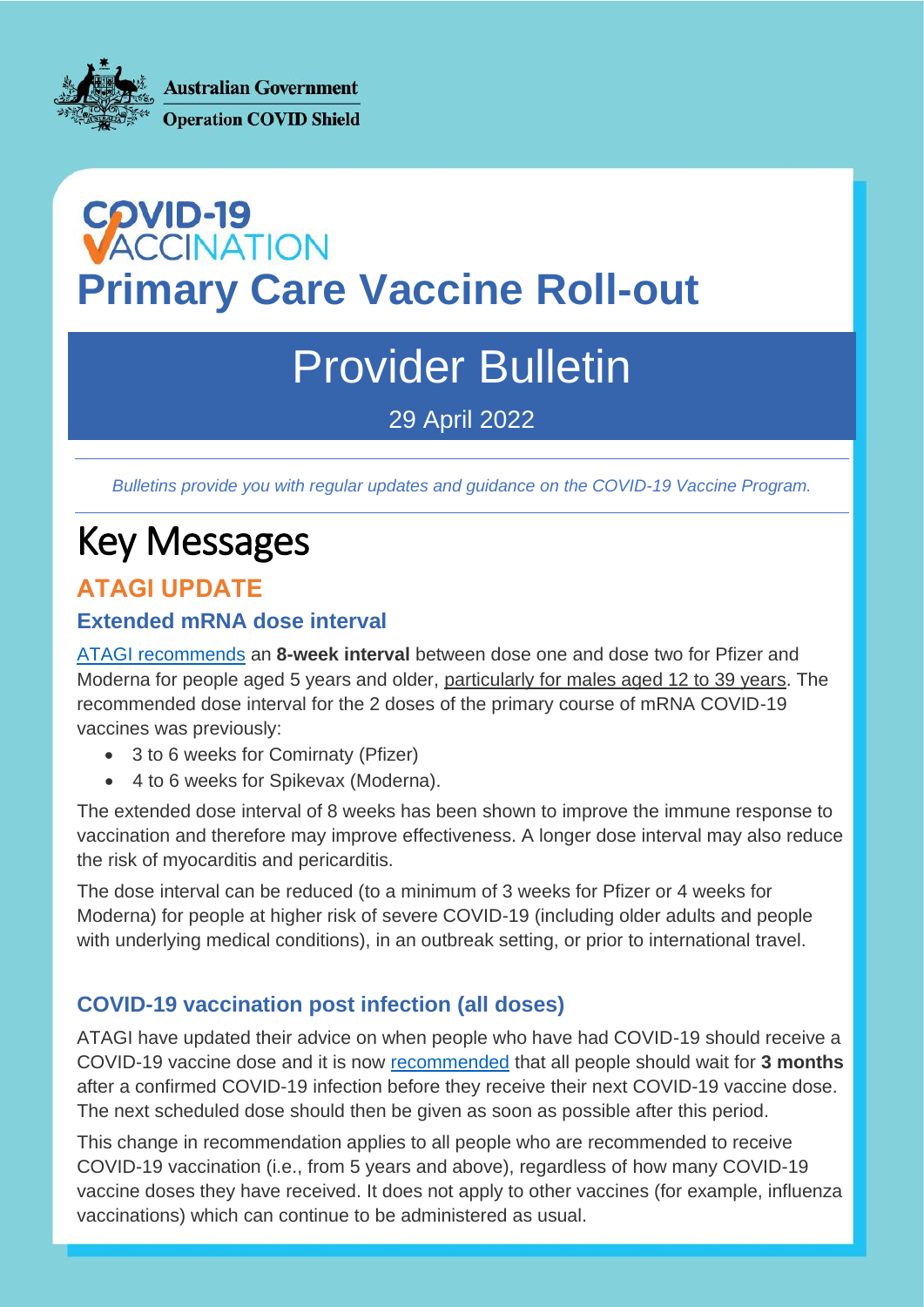Australian Government
Operation COVID Shield

# COVID-19 VACCINATION

# Primary Care Vaccine Roll-out

## Provider Bulletin

29 April 2022

*Bulletins provide you with regular updates and guidance on the COVID-19 Vaccine Program.*

# Key Messages

## ATAGI UPDATE

### Extended mRNA dose interval

ATAGI recommends an **8-week interval** between dose one and dose two for Pfizer and Moderna for people aged 5 years and older, particularly for males aged 12 to 39 years. The recommended dose interval for the 2 doses of the primary course of mRNA COVID-19 vaccines was previously:

- 3 to 6 weeks for Comirnaty (Pfizer)
- 4 to 6 weeks for Spikevax (Moderna).

The extended dose interval of 8 weeks has been shown to improve the immune response to vaccination and therefore may improve effectiveness. A longer dose interval may also reduce the risk of myocarditis and pericarditis.

The dose interval can be reduced (to a minimum of 3 weeks for Pfizer or 4 weeks for Moderna) for people at higher risk of severe COVID-19 (including older adults and people with underlying medical conditions), in an outbreak setting, or prior to international travel.

### COVID-19 vaccination post infection (all doses)

ATAGI have updated their advice on when people who have had COVID-19 should receive a COVID-19 vaccine dose and it is now recommended that all people should wait for **3 months** after a confirmed COVID-19 infection before they receive their next COVID-19 vaccine dose. The next scheduled dose should then be given as soon as possible after this period.

This change in recommendation applies to all people who are recommended to receive COVID-19 vaccination (i.e., from 5 years and above), regardless of how many COVID-19 vaccine doses they have received. It does not apply to other vaccines (for example, influenza vaccinations) which can continue to be administered as usual.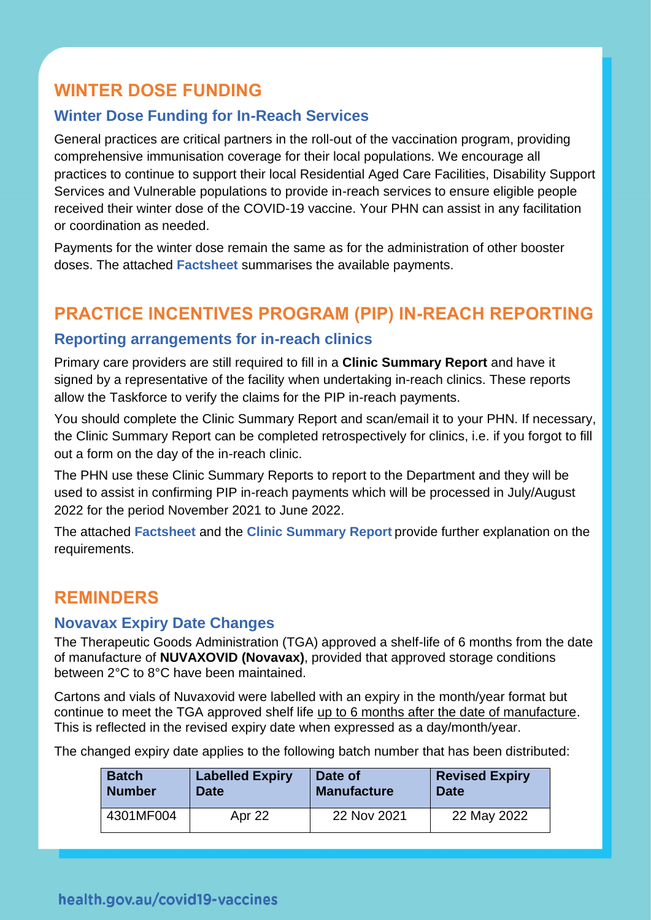## WINTER DOSE FUNDING

### Winter Dose Funding for In-Reach Services

General practices are critical partners in the roll-out of the vaccination program, providing comprehensive immunisation coverage for their local populations. We encourage all practices to continue to support their local Residential Aged Care Facilities, Disability Support Services and Vulnerable populations to provide in-reach services to ensure eligible people received their winter dose of the COVID-19 vaccine. Your PHN can assist in any facilitation or coordination as needed.

Payments for the winter dose remain the same as for the administration of other booster doses. The attached **Factsheet** summarises the available payments.

## PRACTICE INCENTIVES PROGRAM (PIP) IN-REACH REPORTING

### Reporting arrangements for in-reach clinics

Primary care providers are still required to fill in a **Clinic Summary Report** and have it signed by a representative of the facility when undertaking in-reach clinics. These reports allow the Taskforce to verify the claims for the PIP in-reach payments.

You should complete the Clinic Summary Report and scan/email it to your PHN. If necessary, the Clinic Summary Report can be completed retrospectively for clinics, i.e. if you forgot to fill out a form on the day of the in-reach clinic.

The PHN use these Clinic Summary Reports to report to the Department and they will be used to assist in confirming PIP in-reach payments which will be processed in July/August 2022 for the period November 2021 to June 2022.

The attached **Factsheet** and the **Clinic Summary Report** provide further explanation on the requirements.

## REMINDERS

### Novavax Expiry Date Changes

The Therapeutic Goods Administration (TGA) approved a shelf-life of 6 months from the date of manufacture of **NUVAXOVID (Novavax)**, provided that approved storage conditions between 2°C to 8°C have been maintained.

Cartons and vials of Nuvaxovid were labelled with an expiry in the month/year format but continue to meet the TGA approved shelf life up to 6 months after the date of manufacture. This is reflected in the revised expiry date when expressed as a day/month/year.

The changed expiry date applies to the following batch number that has been distributed:

| Batch Number | Labelled Expiry Date | Date of Manufacture | Revised Expiry Date |
|---|---|---|---|
| 4301MF004 | Apr 22 | 22 Nov 2021 | 22 May 2022 |

health.gov.au/covid19-vaccines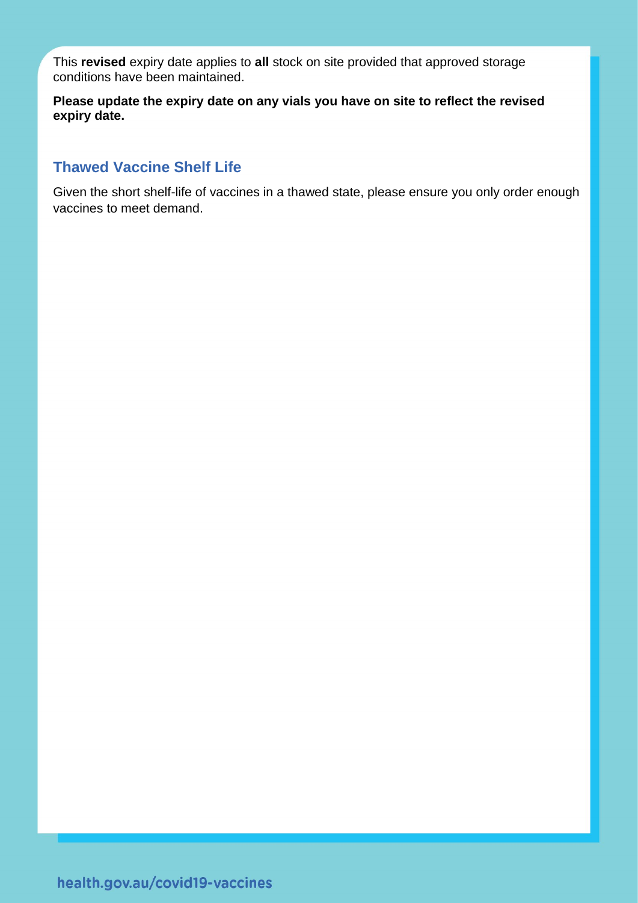This **revised** expiry date applies to **all** stock on site provided that approved storage conditions have been maintained.

**Please update the expiry date on any vials you have on site to reflect the revised expiry date.**

## Thawed Vaccine Shelf Life

Given the short shelf-life of vaccines in a thawed state, please ensure you only order enough vaccines to meet demand.